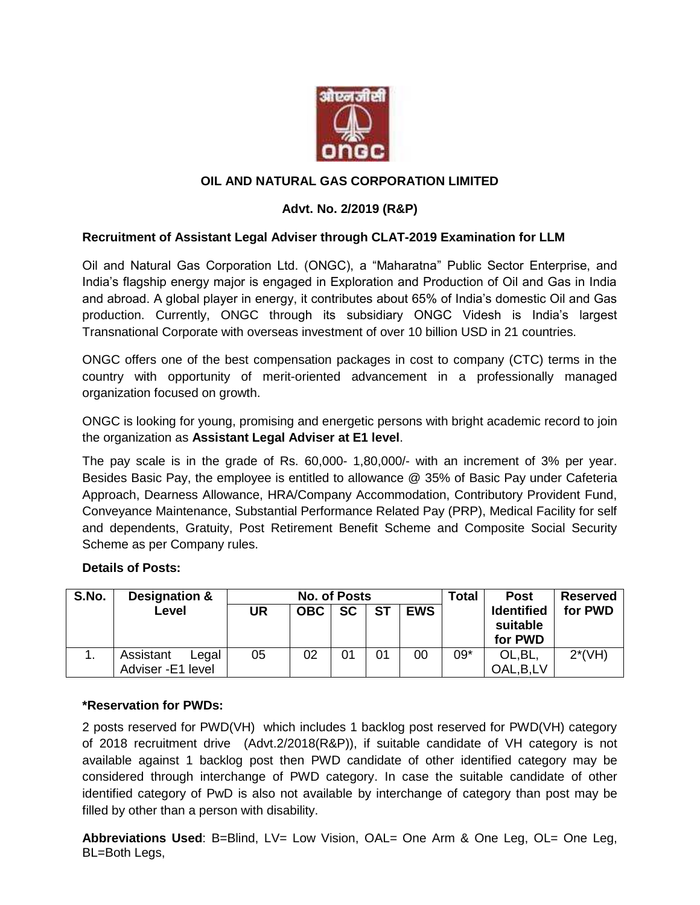**OIL AND NATURAL GAS CORPORATION LIMITED**

**Advt. No. 2/2019 (R&P)**

**Recruitment of Assistant Legal Adviser through CLAT-2019 Examination for LLM**

Oil and Natural Gas Corporation Ltd. (ONGC), a "Maharatna" Public Sector Enterprise, and India's flagship energy major is engaged in Exploration and Production of Oil and Gas in India and abroad. A global player in energy, it contributes about 65% of India's domestic Oil and Gas production. Currently, ONGC through its subsidiary ONGC Videsh is India's largest Transnational Corporate with overseas investment of over 10 billion USD in 21 countries.

ONGC offers one of the best compensation packages in cost to company (CTC) terms in the country with opportunity of merit-oriented advancement in a professionally managed organization focused on growth.

ONGC is looking for young, promising and energetic persons with bright academic record to join the organization as **Assistant Legal Adviser at E1 level**.

The pay scale is in the grade of Rs. 60,000- 1,80,000/- with an increment of 3% per year. Besides Basic Pay, the employee is entitled to allowance @ 35% of Basic Pay under Cafeteria Approach, Dearness Allowance, HRA/Company Accommodation, Contributory Provident Fund, Conveyance Maintenance, Substantial Performance Related Pay (PRP), Medical Facility for self and dependents, Gratuity, Post Retirement Benefit Scheme and Composite Social Security Scheme as per Company rules.

**Details of Posts:**

| S.No. | Designation & Level | No. of Posts | | | | | Total | Post Identified suitable for PWD | Reserved for PWD |
|---|---|---|---|---|---|---|---|---|---|
| | | UR | OBC | SC | ST | EWS | | | |
| 1. | Assistant Legal Adviser -E1 level | 05 | 02 | 01 | 01 | 00 | 09* | OL,BL, OAL,B,LV | 2*(VH) |

**\*Reservation for PWDs:**

2 posts reserved for PWD(VH) which includes 1 backlog post reserved for PWD(VH) category of 2018 recruitment drive (Advt.2/2018(R&P)), if suitable candidate of VH category is not available against 1 backlog post then PWD candidate of other identified category may be considered through interchange of PWD category. In case the suitable candidate of other identified category of PwD is also not available by interchange of category than post may be filled by other than a person with disability.

**Abbreviations Used**: B=Blind, LV= Low Vision, OAL= One Arm & One Leg, OL= One Leg, BL=Both Legs,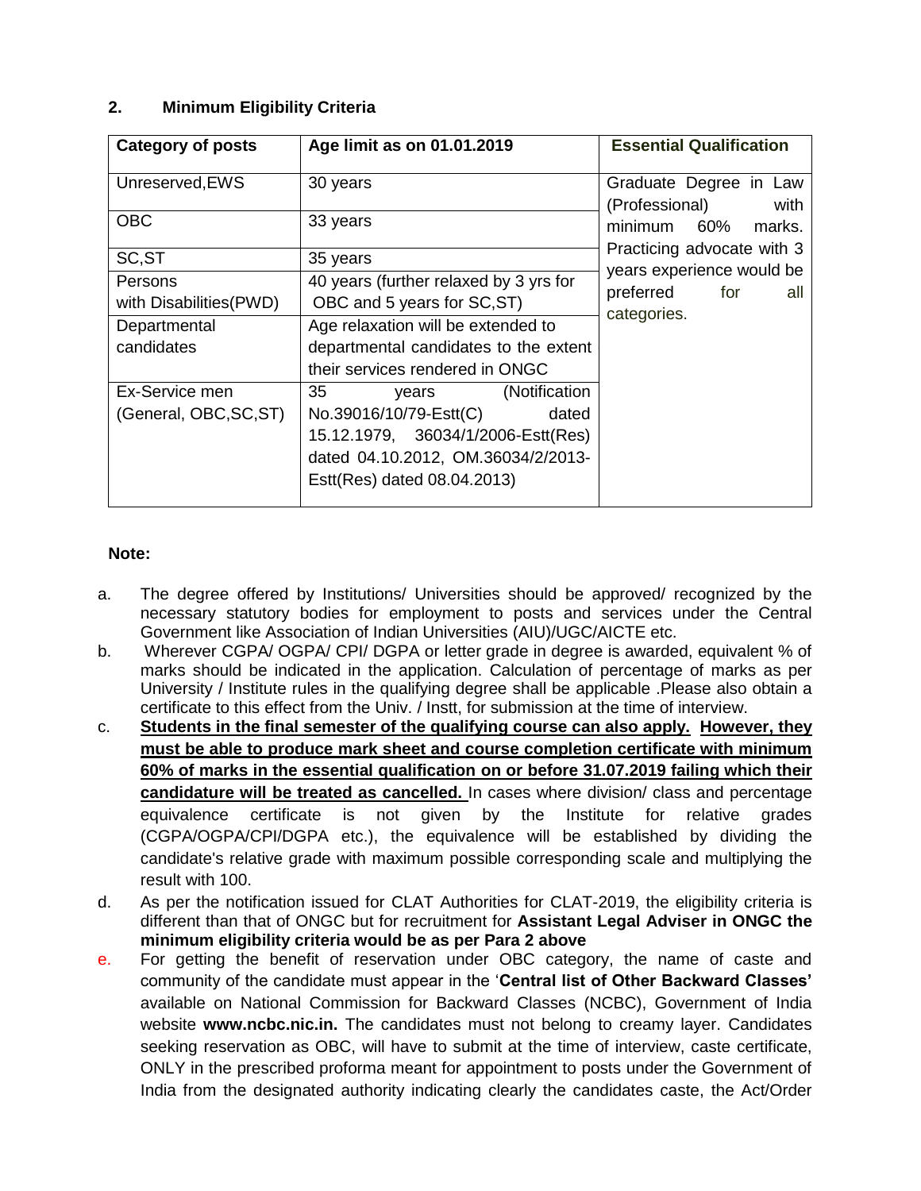## 2. Minimum Eligibility Criteria

| Category of posts | Age limit as on 01.01.2019 | Essential Qualification |
|---|---|---|
| Unreserved,EWS | 30 years | Graduate Degree in Law (Professional) with minimum 60% marks. Practicing advocate with 3 years experience would be preferred for all categories. |
| OBC | 33 years | |
| SC,ST | 35 years | |
| Persons with Disabilities(PWD) | 40 years (further relaxed by 3 yrs for OBC and 5 years for SC,ST) | |
| Departmental candidates | Age relaxation will be extended to departmental candidates to the extent their services rendered in ONGC | |
| Ex-Service men (General, OBC,SC,ST) | 35 years (Notification No.39016/10/79-Estt(C) dated 15.12.1979, 36034/1/2006-Estt(Res) dated 04.10.2012, OM.36034/2/2013-Estt(Res) dated 08.04.2013) | |

**Note:**

a. The degree offered by Institutions/ Universities should be approved/ recognized by the necessary statutory bodies for employment to posts and services under the Central Government like Association of Indian Universities (AIU)/UGC/AICTE etc.

b. Wherever CGPA/ OGPA/ CPI/ DGPA or letter grade in degree is awarded, equivalent % of marks should be indicated in the application. Calculation of percentage of marks as per University / Institute rules in the qualifying degree shall be applicable .Please also obtain a certificate to this effect from the Univ. / Instt, for submission at the time of interview.

c. **Students in the final semester of the qualifying course can also apply. However, they must be able to produce mark sheet and course completion certificate with minimum 60% of marks in the essential qualification on or before 31.07.2019 failing which their candidature will be treated as cancelled.** In cases where division/ class and percentage equivalence certificate is not given by the Institute for relative grades (CGPA/OGPA/CPI/DGPA etc.), the equivalence will be established by dividing the candidate's relative grade with maximum possible corresponding scale and multiplying the result with 100.

d. As per the notification issued for CLAT Authorities for CLAT-2019, the eligibility criteria is different than that of ONGC but for recruitment for **Assistant Legal Adviser in ONGC the minimum eligibility criteria would be as per Para 2 above**

e. For getting the benefit of reservation under OBC category, the name of caste and community of the candidate must appear in the '**Central list of Other Backward Classes'** available on National Commission for Backward Classes (NCBC), Government of India website **www.ncbc.nic.in.** The candidates must not belong to creamy layer. Candidates seeking reservation as OBC, will have to submit at the time of interview, caste certificate, ONLY in the prescribed proforma meant for appointment to posts under the Government of India from the designated authority indicating clearly the candidates caste, the Act/Order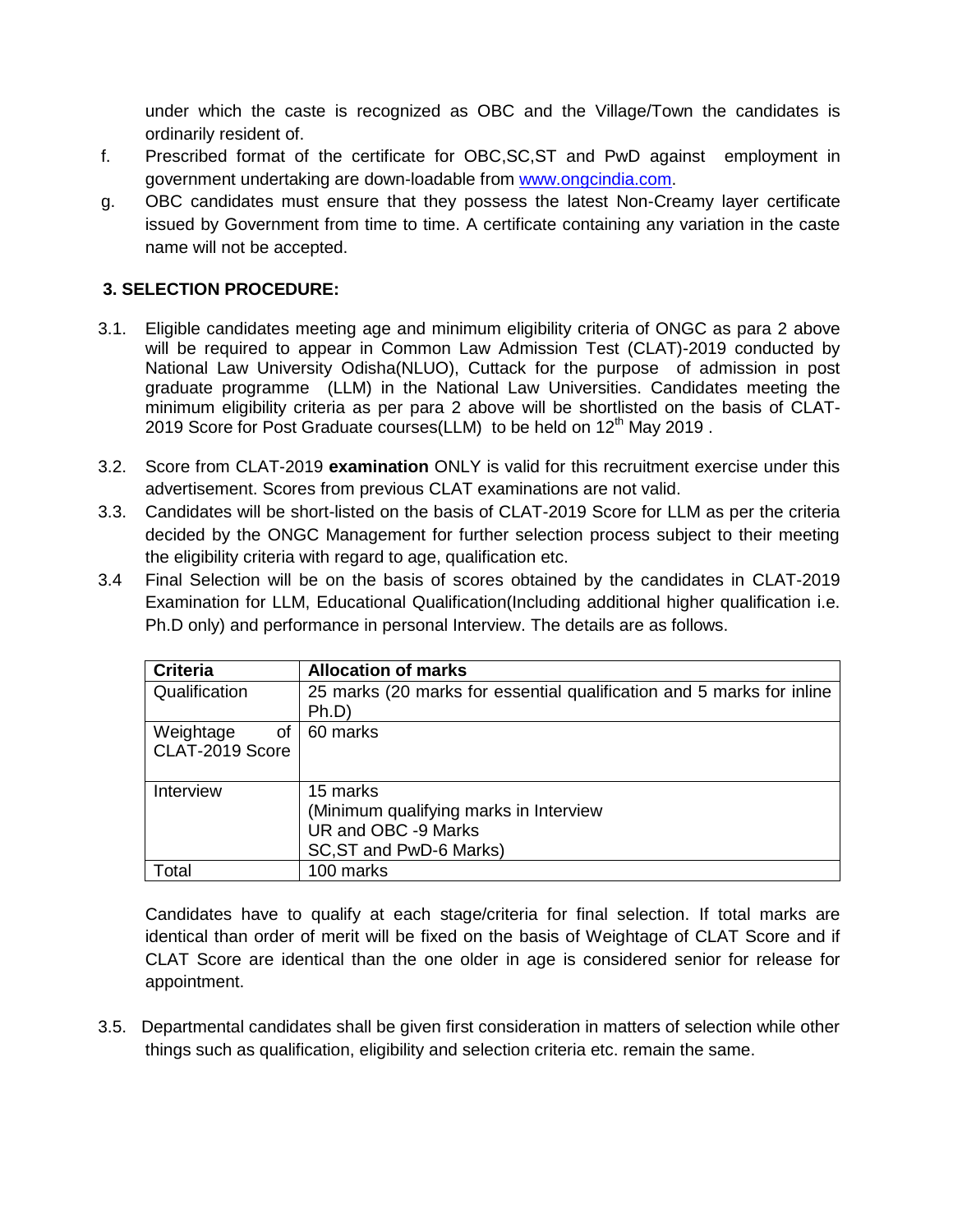under which the caste is recognized as OBC and the Village/Town the candidates is ordinarily resident of.

f. Prescribed format of the certificate for OBC,SC,ST and PwD against employment in government undertaking are down-loadable from [www.ongcindia.com](www.ongcindia.com).

g. OBC candidates must ensure that they possess the latest Non-Creamy layer certificate issued by Government from time to time. A certificate containing any variation in the caste name will not be accepted.

**3. SELECTION PROCEDURE:**

3.1. Eligible candidates meeting age and minimum eligibility criteria of ONGC as para 2 above will be required to appear in Common Law Admission Test (CLAT)-2019 conducted by National Law University Odisha(NLUO), Cuttack for the purpose of admission in post graduate programme (LLM) in the National Law Universities. Candidates meeting the minimum eligibility criteria as per para 2 above will be shortlisted on the basis of CLAT-2019 Score for Post Graduate courses(LLM) to be held on 12th May 2019 .

3.2. Score from CLAT-2019 **examination** ONLY is valid for this recruitment exercise under this advertisement. Scores from previous CLAT examinations are not valid.

3.3. Candidates will be short-listed on the basis of CLAT-2019 Score for LLM as per the criteria decided by the ONGC Management for further selection process subject to their meeting the eligibility criteria with regard to age, qualification etc.

3.4 Final Selection will be on the basis of scores obtained by the candidates in CLAT-2019 Examination for LLM, Educational Qualification(Including additional higher qualification i.e. Ph.D only) and performance in personal Interview. The details are as follows.

| **Criteria** | **Allocation of marks** |
|---|---|
| Qualification | 25 marks (20 marks for essential qualification and 5 marks for inline Ph.D) |
| Weightage of CLAT-2019 Score | 60 marks |
| Interview | 15 marks<br>(Minimum qualifying marks in Interview<br>UR and OBC -9 Marks<br>SC,ST and PwD-6 Marks) |
| Total | 100 marks |

Candidates have to qualify at each stage/criteria for final selection. If total marks are identical than order of merit will be fixed on the basis of Weightage of CLAT Score and if CLAT Score are identical than the one older in age is considered senior for release for appointment.

3.5. Departmental candidates shall be given first consideration in matters of selection while other things such as qualification, eligibility and selection criteria etc. remain the same.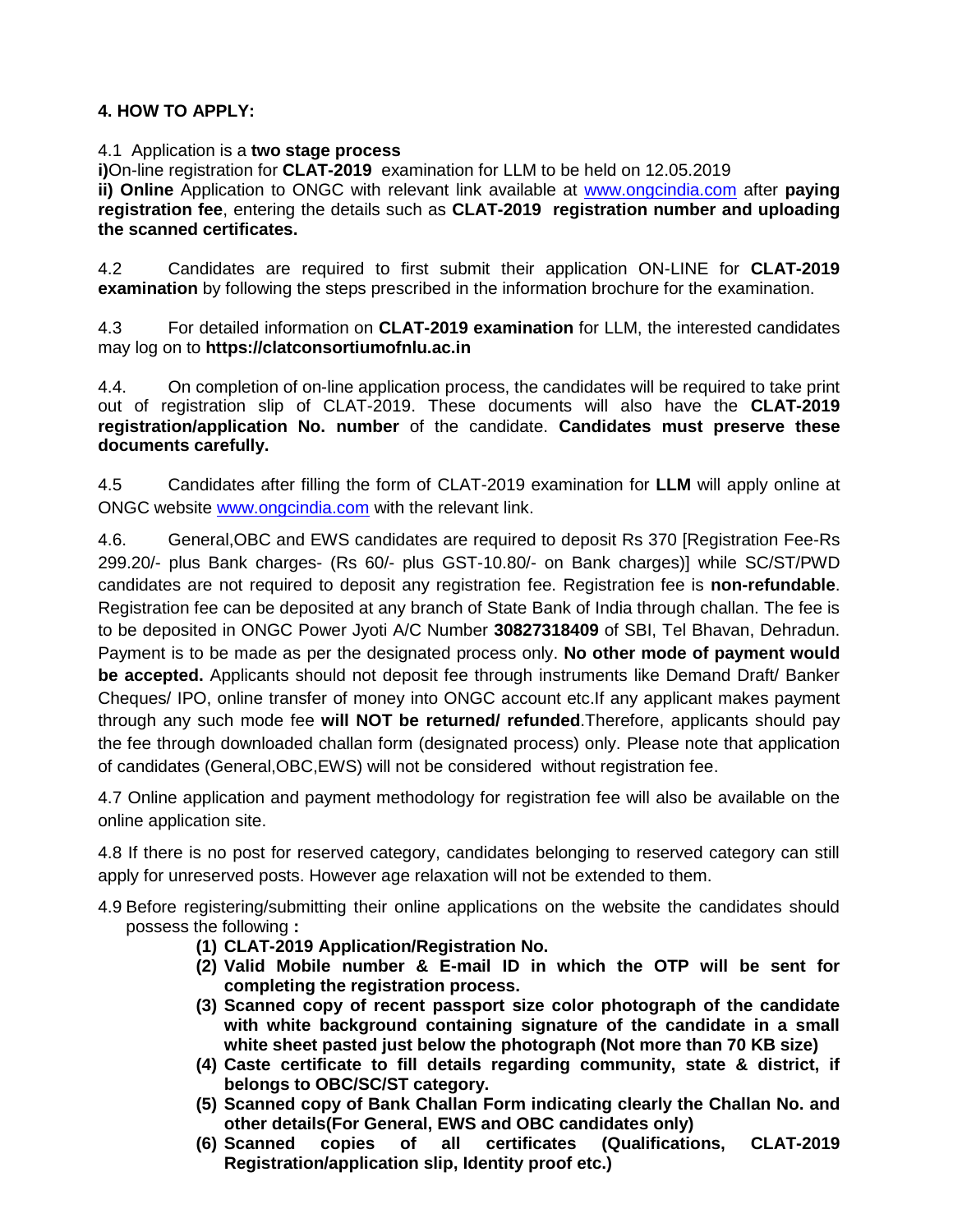## 4. HOW TO APPLY:

4.1 Application is a **two stage process**

**i)** On-line registration for **CLAT-2019** examination for LLM to be held on 12.05.2019

**ii) Online** Application to ONGC with relevant link available at www.ongcindia.com after **paying registration fee**, entering the details such as **CLAT-2019 registration number and uploading the scanned certificates.**

4.2 Candidates are required to first submit their application ON-LINE for **CLAT-2019 examination** by following the steps prescribed in the information brochure for the examination.

4.3 For detailed information on **CLAT-2019 examination** for LLM, the interested candidates may log on to **https://clatconsortiumofnlu.ac.in**

4.4. On completion of on-line application process, the candidates will be required to take print out of registration slip of CLAT-2019. These documents will also have the **CLAT-2019 registration/application No. number** of the candidate. **Candidates must preserve these documents carefully.**

4.5 Candidates after filling the form of CLAT-2019 examination for **LLM** will apply online at ONGC website www.ongcindia.com with the relevant link.

4.6. General,OBC and EWS candidates are required to deposit Rs 370 [Registration Fee-Rs 299.20/- plus Bank charges- (Rs 60/- plus GST-10.80/- on Bank charges)] while SC/ST/PWD candidates are not required to deposit any registration fee. Registration fee is **non-refundable**. Registration fee can be deposited at any branch of State Bank of India through challan. The fee is to be deposited in ONGC Power Jyoti A/C Number **30827318409** of SBI, Tel Bhavan, Dehradun. Payment is to be made as per the designated process only. **No other mode of payment would be accepted.** Applicants should not deposit fee through instruments like Demand Draft/ Banker Cheques/ IPO, online transfer of money into ONGC account etc.If any applicant makes payment through any such mode fee **will NOT be returned/ refunded**.Therefore, applicants should pay the fee through downloaded challan form (designated process) only. Please note that application of candidates (General,OBC,EWS) will not be considered without registration fee.

4.7 Online application and payment methodology for registration fee will also be available on the online application site.

4.8 If there is no post for reserved category, candidates belonging to reserved category can still apply for unreserved posts. However age relaxation will not be extended to them.

4.9 Before registering/submitting their online applications on the website the candidates should possess the following **:**

1. **CLAT-2019 Application/Registration No.**
2. **Valid Mobile number & E-mail ID in which the OTP will be sent for completing the registration process.**
3. **Scanned copy of recent passport size color photograph of the candidate with white background containing signature of the candidate in a small white sheet pasted just below the photograph (Not more than 70 KB size)**
4. **Caste certificate to fill details regarding community, state & district, if belongs to OBC/SC/ST category.**
5. **Scanned copy of Bank Challan Form indicating clearly the Challan No. and other details(For General, EWS and OBC candidates only)**
6. **Scanned copies of all certificates (Qualifications, CLAT-2019 Registration/application slip, Identity proof etc.)**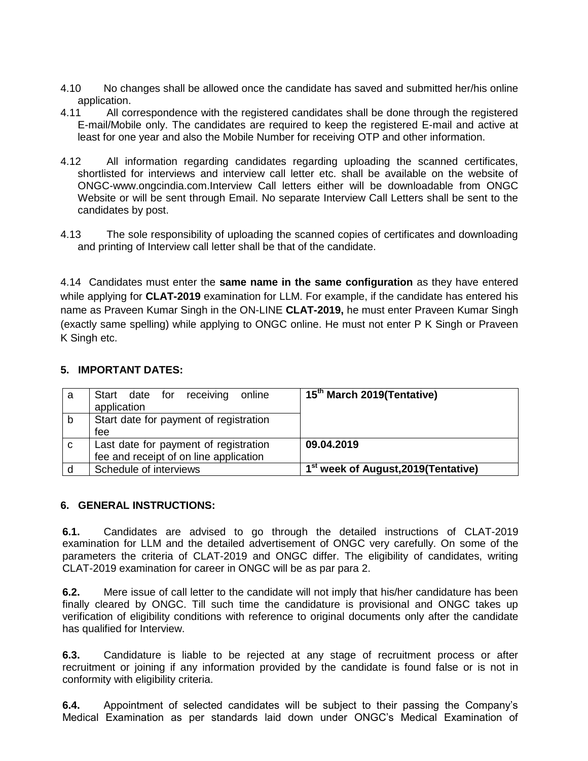4.10 No changes shall be allowed once the candidate has saved and submitted her/his online application.

4.11 All correspondence with the registered candidates shall be done through the registered E-mail/Mobile only. The candidates are required to keep the registered E-mail and active at least for one year and also the Mobile Number for receiving OTP and other information.

4.12 All information regarding candidates regarding uploading the scanned certificates, shortlisted for interviews and interview call letter etc. shall be available on the website of ONGC-www.ongcindia.com.Interview Call letters either will be downloadable from ONGC Website or will be sent through Email. No separate Interview Call Letters shall be sent to the candidates by post.

4.13 The sole responsibility of uploading the scanned copies of certificates and downloading and printing of Interview call letter shall be that of the candidate.

4.14 Candidates must enter the **same name in the same configuration** as they have entered while applying for **CLAT-2019** examination for LLM. For example, if the candidate has entered his name as Praveen Kumar Singh in the ON-LINE **CLAT-2019,** he must enter Praveen Kumar Singh (exactly same spelling) while applying to ONGC online. He must not enter P K Singh or Praveen K Singh etc.

## 5. IMPORTANT DATES:

| | | |
|---|---|---|
| a | Start date for receiving online application | **15th March 2019(Tentative)** |
| b | Start date for payment of registration fee | |
| c | Last date for payment of registration fee and receipt of on line application | **09.04.2019** |
| d | Schedule of interviews | **1st week of August,2019(Tentative)** |

## 6. GENERAL INSTRUCTIONS:

**6.1.** Candidates are advised to go through the detailed instructions of CLAT-2019 examination for LLM and the detailed advertisement of ONGC very carefully. On some of the parameters the criteria of CLAT-2019 and ONGC differ. The eligibility of candidates, writing CLAT-2019 examination for career in ONGC will be as par para 2.

**6.2.** Mere issue of call letter to the candidate will not imply that his/her candidature has been finally cleared by ONGC. Till such time the candidature is provisional and ONGC takes up verification of eligibility conditions with reference to original documents only after the candidate has qualified for Interview.

**6.3.** Candidature is liable to be rejected at any stage of recruitment process or after recruitment or joining if any information provided by the candidate is found false or is not in conformity with eligibility criteria.

**6.4.** Appointment of selected candidates will be subject to their passing the Company's Medical Examination as per standards laid down under ONGC's Medical Examination of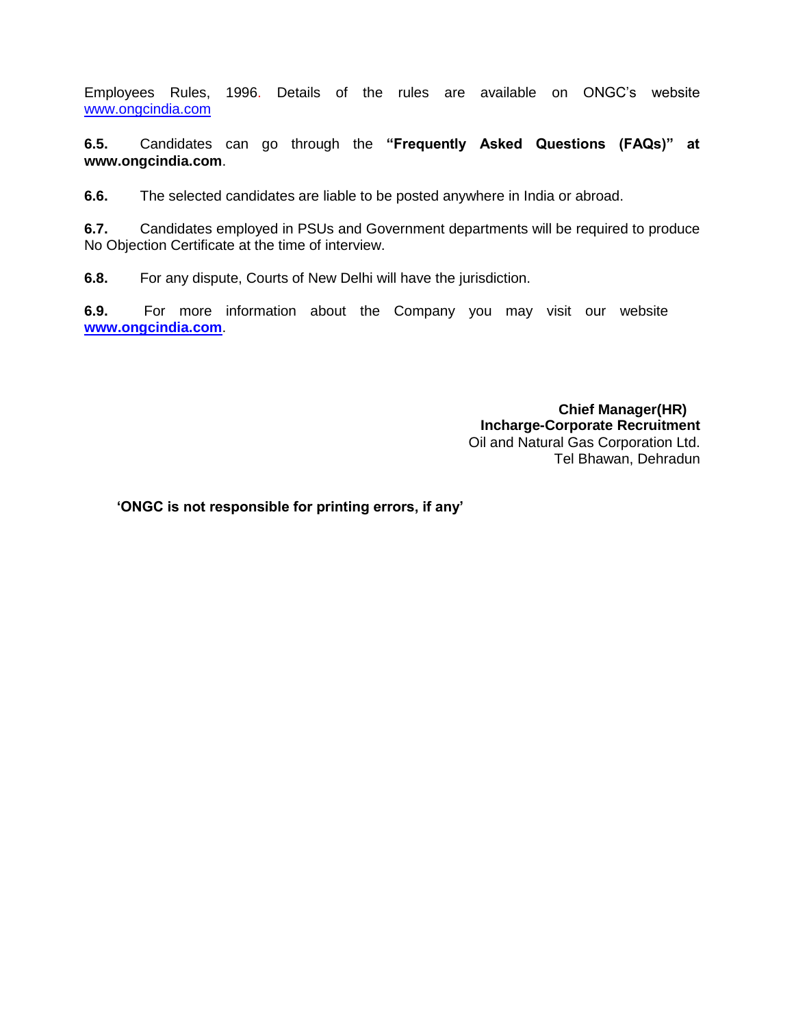Employees Rules, 1996. Details of the rules are available on ONGC's website www.ongcindia.com

**6.5.** Candidates can go through the **"Frequently Asked Questions (FAQs)" at www.ongcindia.com**.

**6.6.** The selected candidates are liable to be posted anywhere in India or abroad.

**6.7.** Candidates employed in PSUs and Government departments will be required to produce No Objection Certificate at the time of interview.

**6.8.** For any dispute, Courts of New Delhi will have the jurisdiction.

**6.9.** For more information about the Company you may visit our website **www.ongcindia.com**.

**Chief Manager(HR)**
**Incharge-Corporate Recruitment**
Oil and Natural Gas Corporation Ltd.
Tel Bhawan, Dehradun

**'ONGC is not responsible for printing errors, if any'**